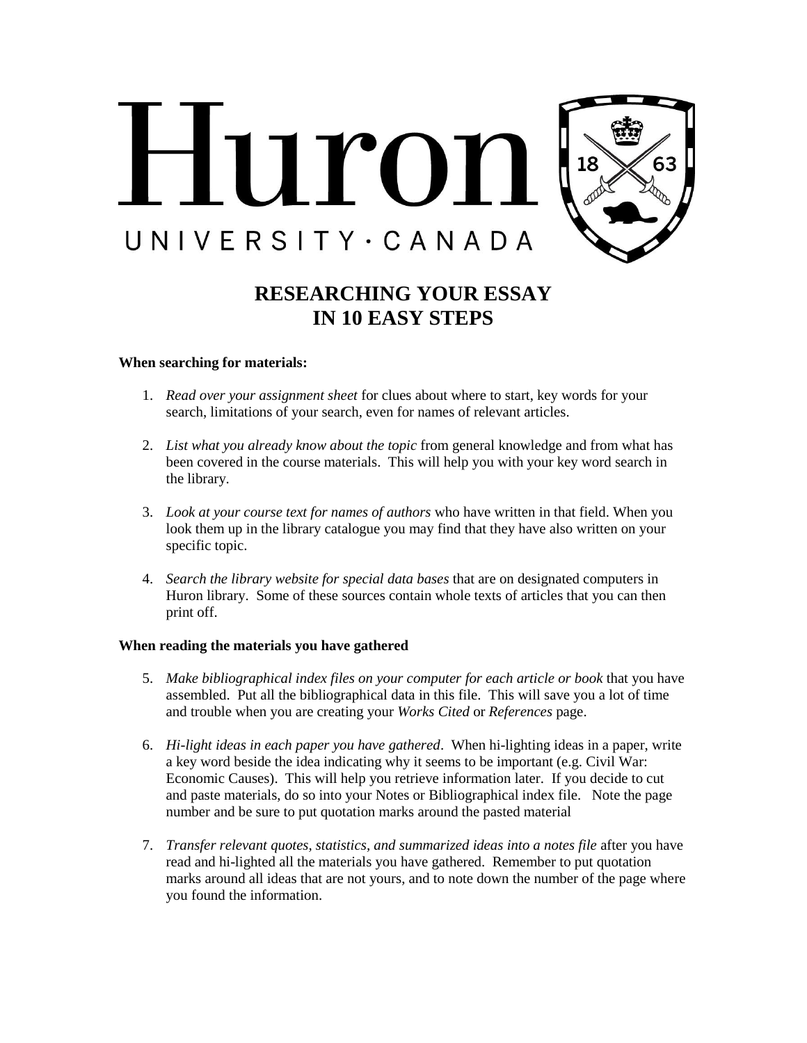Huron

UNIVERSITY · CANADA

# RESEARCHING YOUR ESSAY IN 10 EASY STEPS

**When searching for materials:**

1. *Read over your assignment sheet* for clues about where to start, key words for your search, limitations of your search, even for names of relevant articles.

2. *List what you already know about the topic* from general knowledge and from what has been covered in the course materials. This will help you with your key word search in the library.

3. *Look at your course text for names of authors* who have written in that field. When you look them up in the library catalogue you may find that they have also written on your specific topic.

4. *Search the library website for special data bases* that are on designated computers in Huron library. Some of these sources contain whole texts of articles that you can then print off.

**When reading the materials you have gathered**

5. *Make bibliographical index files on your computer for each article or book* that you have assembled. Put all the bibliographical data in this file. This will save you a lot of time and trouble when you are creating your *Works Cited* or *References* page.

6. *Hi-light ideas in each paper you have gathered*. When hi-lighting ideas in a paper, write a key word beside the idea indicating why it seems to be important (e.g. Civil War: Economic Causes). This will help you retrieve information later. If you decide to cut and paste materials, do so into your Notes or Bibliographical index file. Note the page number and be sure to put quotation marks around the pasted material

7. *Transfer relevant quotes, statistics, and summarized ideas into a notes file* after you have read and hi-lighted all the materials you have gathered. Remember to put quotation marks around all ideas that are not yours, and to note down the number of the page where you found the information.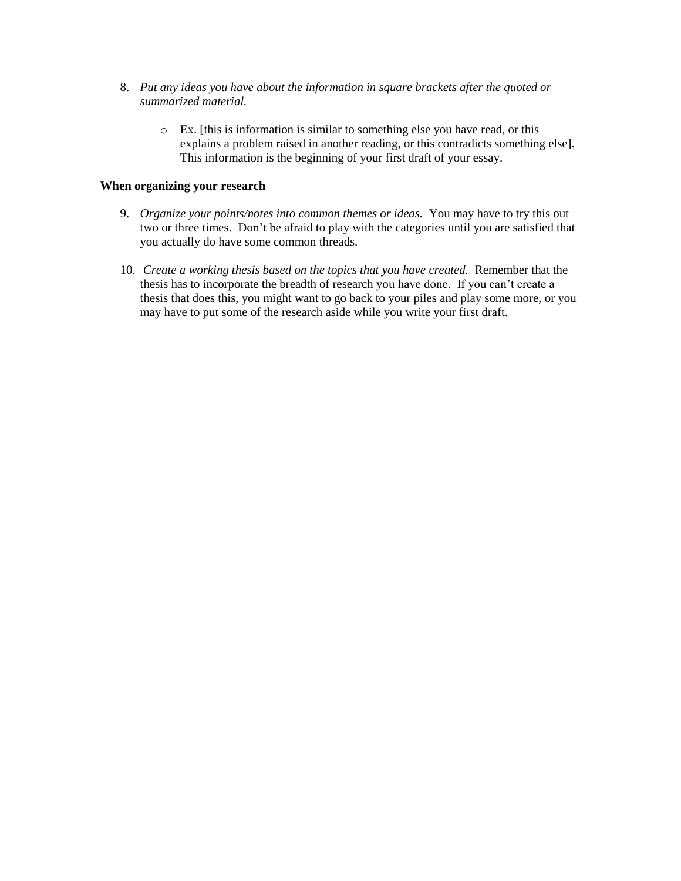8. *Put any ideas you have about the information in square brackets after the quoted or summarized material.*

    - Ex. [this is information is similar to something else you have read, or this explains a problem raised in another reading, or this contradicts something else]. This information is the beginning of your first draft of your essay.

**When organizing your research**

9. *Organize your points/notes into common themes or ideas.* You may have to try this out two or three times. Don't be afraid to play with the categories until you are satisfied that you actually do have some common threads.

10. *Create a working thesis based on the topics that you have created.* Remember that the thesis has to incorporate the breadth of research you have done. If you can't create a thesis that does this, you might want to go back to your piles and play some more, or you may have to put some of the research aside while you write your first draft.